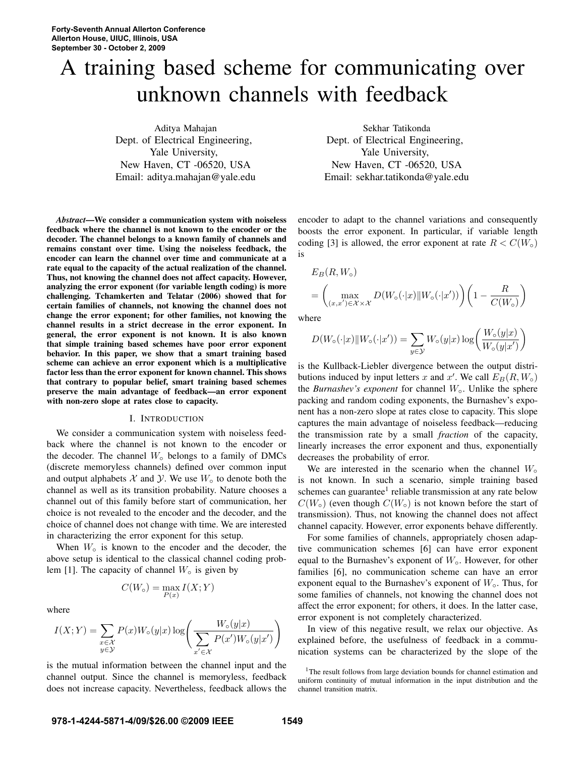# A training based scheme for communicating over unknown channels with feedback

Aditya Mahajan
Dept. of Electrical Engineering,
Yale University,
New Haven, CT -06520, USA
Email: aditya.mahajan@yale.edu

Sekhar Tatikonda
Dept. of Electrical Engineering,
Yale University,
New Haven, CT -06520, USA
Email: sekhar.tatikonda@yale.edu

***Abstract*—We consider a communication system with noiseless feedback where the channel is not known to the encoder or the decoder. The channel belongs to a known family of channels and remains constant over time. Using the noiseless feedback, the encoder can learn the channel over time and communicate at a rate equal to the capacity of the actual realization of the channel. Thus, not knowing the channel does not affect capacity. However, analyzing the error exponent (for variable length coding) is more challenging. Tchamkerten and Telatar (2006) showed that for certain families of channels, not knowing the channel does not change the error exponent; for other families, not knowing the channel results in a strict decrease in the error exponent. In general, the error exponent is not known. It is also known that simple training based schemes have poor error exponent behavior. In this paper, we show that a smart training based scheme can achieve an error exponent which is a multiplicative factor less than the error exponent for known channel. This shows that contrary to popular belief, smart training based schemes preserve the main advantage of feedback—an error exponent with non-zero slope at rates close to capacity.**

## I. Introduction

We consider a communication system with noiseless feedback where the channel is not known to the encoder or the decoder. The channel $W_\circ$ belongs to a family of DMCs (discrete memoryless channels) defined over common input and output alphabets $\mathcal{X}$ and $\mathcal{Y}$. We use $W_\circ$ to denote both the channel as well as its transition probability. Nature chooses a channel out of this family before start of communication, her choice is not revealed to the encoder and the decoder, and the choice of channel does not change with time. We are interested in characterizing the error exponent for this setup.

When $W_\circ$ is known to the encoder and the decoder, the above setup is identical to the classical channel coding problem [1]. The capacity of channel $W_\circ$ is given by

$$C(W_\circ) = \max_{P(x)} I(X;Y)$$

where

$$I(X;Y) = \sum_{\substack{x\in\mathcal{X}\\ y\in\mathcal{Y}}} P(x) W_\circ(y|x) \log\left(\frac{W_\circ(y|x)}{\sum_{x'\in\mathcal{X}} P(x')W_\circ(y|x')}\right)$$

is the mutual information between the channel input and the channel output. Since the channel is memoryless, feedback does not increase capacity. Nevertheless, feedback allows the encoder to adapt to the channel variations and consequently boosts the error exponent. In particular, if variable length coding [3] is allowed, the error exponent at rate $R < C(W_\circ)$ is

$$\begin{aligned} &E_B(R, W_\circ) \\ &= \left(\max_{(x,x')\in\mathcal{X}\times\mathcal{X}} D(W_\circ(\cdot|x)\|W_\circ(\cdot|x'))\right)\left(1 - \frac{R}{C(W_\circ)}\right) \end{aligned}$$

where

$$D(W_\circ(\cdot|x)\|W_\circ(\cdot|x')) = \sum_{y\in\mathcal{Y}} W_\circ(y|x)\log\left(\frac{W_\circ(y|x)}{W_\circ(y|x')}\right)$$

is the Kullback-Liebler divergence between the output distributions induced by input letters $x$ and $x'$. We call $E_B(R, W_\circ)$ the *Burnashev's exponent* for channel $W_\circ$. Unlike the sphere packing and random coding exponents, the Burnashev's exponent has a non-zero slope at rates close to capacity. This slope captures the main advantage of noiseless feedback—reducing the transmission rate by a small *fraction* of the capacity, linearly increases the error exponent and thus, exponentially decreases the probability of error.

We are interested in the scenario when the channel $W_\circ$ is not known. In such a scenario, simple training based schemes can guarantee[1] reliable transmission at any rate below $C(W_\circ)$ (even though $C(W_\circ)$ is not known before the start of transmission). Thus, not knowing the channel does not affect channel capacity. However, error exponents behave differently.

For some families of channels, appropriately chosen adaptive communication schemes [6] can have error exponent equal to the Burnashev's exponent of $W_\circ$. However, for other families [6], no communication scheme can have an error exponent equal to the Burnashev's exponent of $W_\circ$. Thus, for some families of channels, not knowing the channel does not affect the error exponent; for others, it does. In the latter case, error exponent is not completely characterized.

In view of this negative result, we relax our objective. As explained before, the usefulness of feedback in a communication systems can be characterized by the slope of the

[1] The result follows from large deviation bounds for channel estimation and uniform continuity of mutual information in the input distribution and the channel transition matrix.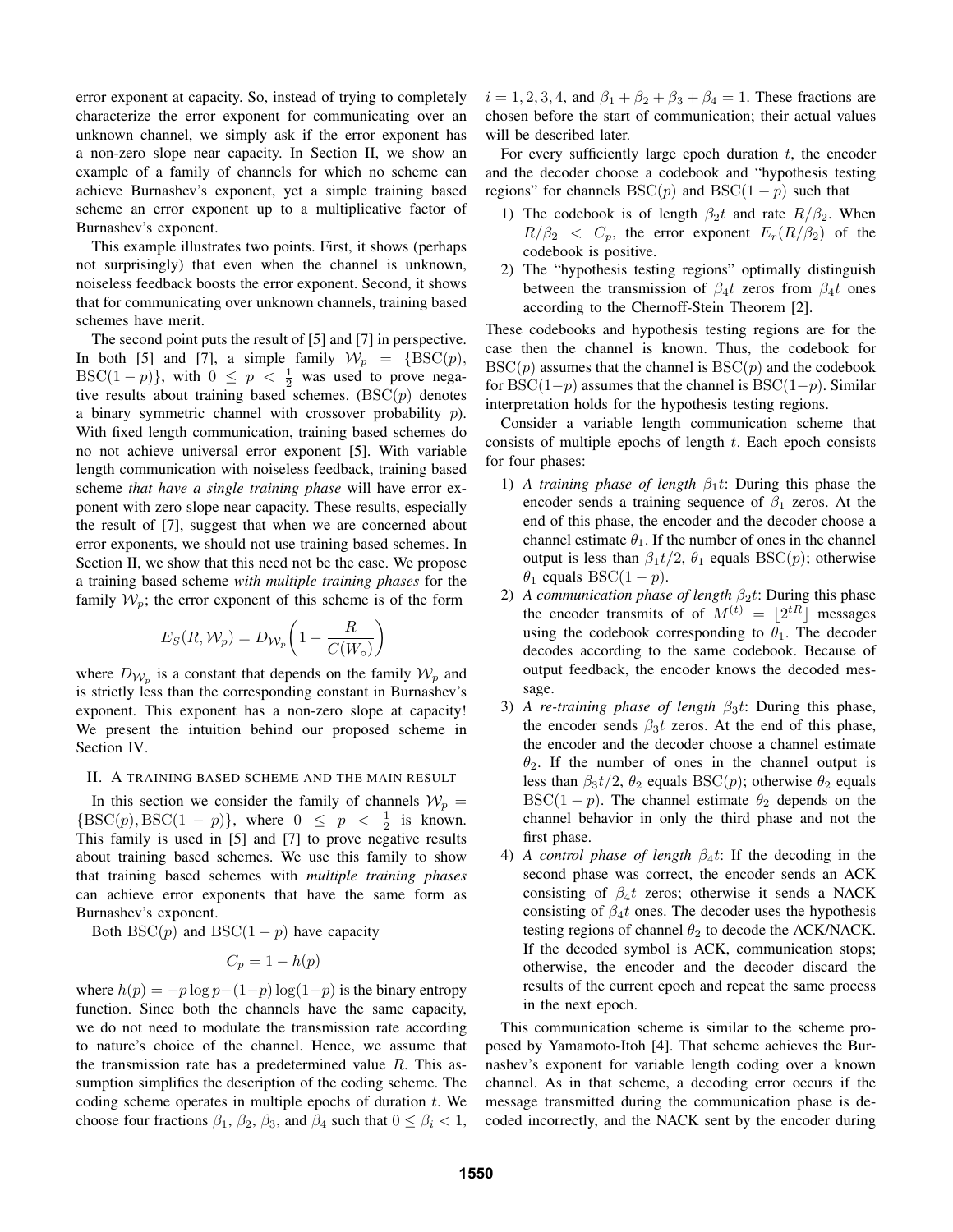error exponent at capacity. So, instead of trying to completely characterize the error exponent for communicating over an unknown channel, we simply ask if the error exponent has a non-zero slope near capacity. In Section II, we show an example of a family of channels for which no scheme can achieve Burnashev's exponent, yet a simple training based scheme an error exponent up to a multiplicative factor of Burnashev's exponent.

This example illustrates two points. First, it shows (perhaps not surprisingly) that even when the channel is unknown, noiseless feedback boosts the error exponent. Second, it shows that for communicating over unknown channels, training based schemes have merit.

The second point puts the result of [5] and [7] in perspective. In both [5] and [7], a simple family $\mathcal{W}_p = \{\text{BSC}(p), \text{BSC}(1-p)\}$, with $0 \le p < \frac{1}{2}$ was used to prove negative results about training based schemes. ($\text{BSC}(p)$ denotes a binary symmetric channel with crossover probability $p$). With fixed length communication, training based schemes do no not achieve universal error exponent [5]. With variable length communication with noiseless feedback, training based scheme *that have a single training phase* will have error exponent with zero slope near capacity. These results, especially the result of [7], suggest that when we are concerned about error exponents, we should not use training based schemes. In Section II, we show that this need not be the case. We propose a training based scheme *with multiple training phases* for the family $\mathcal{W}_p$; the error exponent of this scheme is of the form

$$E_S(R, \mathcal{W}_p) = D_{\mathcal{W}_p}\left(1 - \frac{R}{C(W_\circ)}\right)$$

where $D_{\mathcal{W}_p}$ is a constant that depends on the family $\mathcal{W}_p$ and is strictly less than the corresponding constant in Burnashev's exponent. This exponent has a non-zero slope at capacity! We present the intuition behind our proposed scheme in Section IV.

## II. A training based scheme and the main result

In this section we consider the family of channels $\mathcal{W}_p = \{\text{BSC}(p), \text{BSC}(1-p)\}$, where $0 \le p < \frac{1}{2}$ is known. This family is used in [5] and [7] to prove negative results about training based schemes. We use this family to show that training based schemes with *multiple training phases* can achieve error exponents that have the same form as Burnashev's exponent.

Both $\text{BSC}(p)$ and $\text{BSC}(1-p)$ have capacity

$$C_p = 1 - h(p)$$

where $h(p) = -p\log p - (1-p)\log(1-p)$ is the binary entropy function. Since both the channels have the same capacity, we do not need to modulate the transmission rate according to nature's choice of the channel. Hence, we assume that the transmission rate has a predetermined value $R$. This assumption simplifies the description of the coding scheme. The coding scheme operates in multiple epochs of duration $t$. We choose four fractions $\beta_1$, $\beta_2$, $\beta_3$, and $\beta_4$ such that $0 \le \beta_i < 1$, $i = 1, 2, 3, 4$, and $\beta_1 + \beta_2 + \beta_3 + \beta_4 = 1$. These fractions are chosen before the start of communication; their actual values will be described later.

For every sufficiently large epoch duration $t$, the encoder and the decoder choose a codebook and "hypothesis testing regions" for channels $\text{BSC}(p)$ and $\text{BSC}(1-p)$ such that

1) The codebook is of length $\beta_2 t$ and rate $R/\beta_2$. When $R/\beta_2 < C_p$, the error exponent $E_r(R/\beta_2)$ of the codebook is positive.
2) The "hypothesis testing regions" optimally distinguish between the transmission of $\beta_4 t$ zeros from $\beta_4 t$ ones according to the Chernoff-Stein Theorem [2].

These codebooks and hypothesis testing regions are for the case then the channel is known. Thus, the codebook for $\text{BSC}(p)$ assumes that the channel is $\text{BSC}(p)$ and the codebook for $\text{BSC}(1-p)$ assumes that the channel is $\text{BSC}(1-p)$. Similar interpretation holds for the hypothesis testing regions.

Consider a variable length communication scheme that consists of multiple epochs of length $t$. Each epoch consists for four phases:

1) *A training phase of length* $\beta_1 t$: During this phase the encoder sends a training sequence of $\beta_1$ zeros. At the end of this phase, the encoder and the decoder choose a channel estimate $\theta_1$. If the number of ones in the channel output is less than $\beta_1 t/2$, $\theta_1$ equals $\text{BSC}(p)$; otherwise $\theta_1$ equals $\text{BSC}(1-p)$.
2) *A communication phase of length* $\beta_2 t$: During this phase the encoder transmits of of $M^{(t)} = \lfloor 2^{tR} \rfloor$ messages using the codebook corresponding to $\theta_1$. The decoder decodes according to the same codebook. Because of output feedback, the encoder knows the decoded message.
3) *A re-training phase of length* $\beta_3 t$: During this phase, the encoder sends $\beta_3 t$ zeros. At the end of this phase, the encoder and the decoder choose a channel estimate $\theta_2$. If the number of ones in the channel output is less than $\beta_3 t/2$, $\theta_2$ equals $\text{BSC}(p)$; otherwise $\theta_2$ equals $\text{BSC}(1-p)$. The channel estimate $\theta_2$ depends on the channel behavior in only the third phase and not the first phase.
4) *A control phase of length* $\beta_4 t$: If the decoding in the second phase was correct, the encoder sends an ACK consisting of $\beta_4 t$ zeros; otherwise it sends a NACK consisting of $\beta_4 t$ ones. The decoder uses the hypothesis testing regions of channel $\theta_2$ to decode the ACK/NACK. If the decoded symbol is ACK, communication stops; otherwise, the encoder and the decoder discard the results of the current epoch and repeat the same process in the next epoch.

This communication scheme is similar to the scheme proposed by Yamamoto-Itoh [4]. That scheme achieves the Burnashev's exponent for variable length coding over a known channel. As in that scheme, a decoding error occurs if the message transmitted during the communication phase is decoded incorrectly, and the NACK sent by the encoder during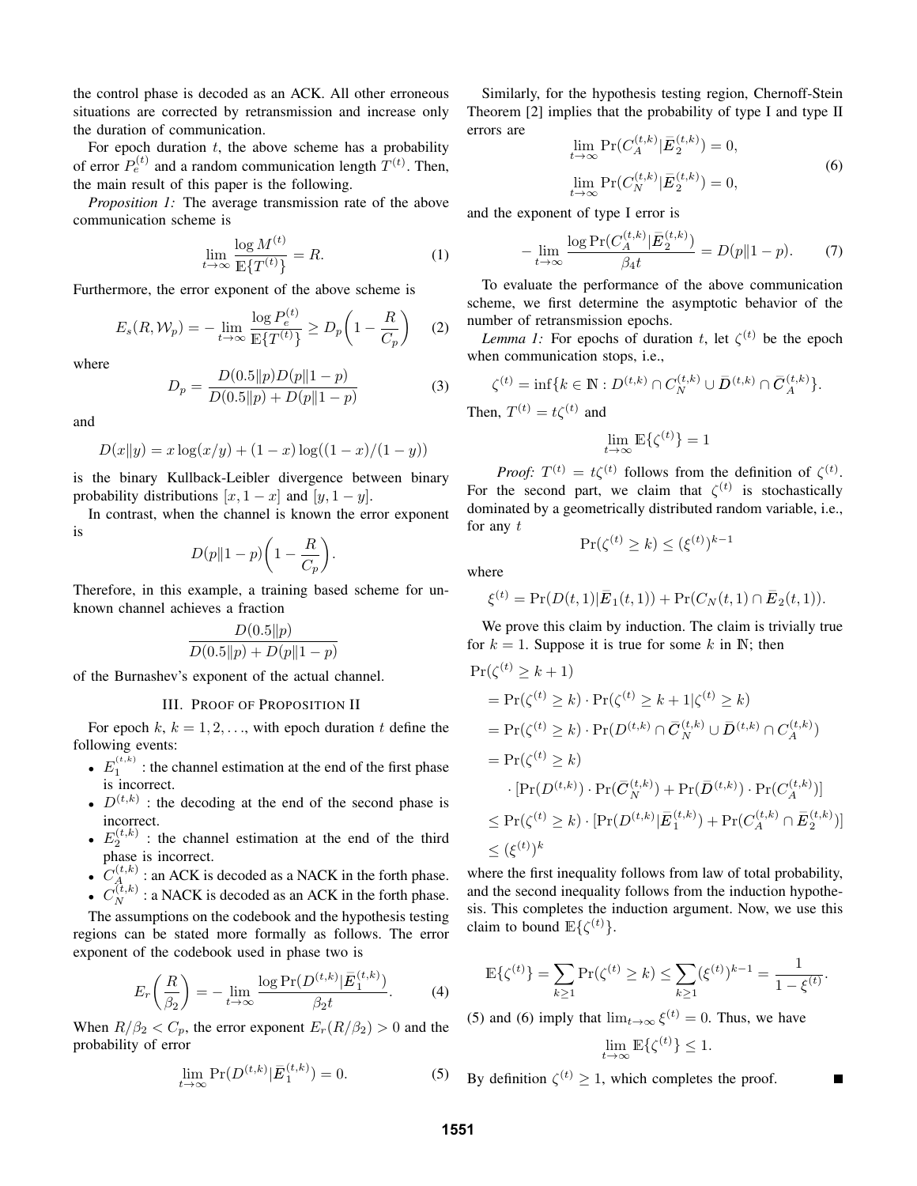the control phase is decoded as an ACK. All other erroneous situations are corrected by retransmission and increase only the duration of communication.

For epoch duration $t$, the above scheme has a probability of error $P_e^{(t)}$ and a random communication length $T^{(t)}$. Then, the main result of this paper is the following.

*Proposition 1:* The average transmission rate of the above communication scheme is

$$\lim_{t\to\infty} \frac{\log M^{(t)}}{\mathbb{E}\{T^{(t)}\}} = R. \tag{1}$$

Furthermore, the error exponent of the above scheme is

$$E_s(R, \mathcal{W}_p) = -\lim_{t\to\infty} \frac{\log P_e^{(t)}}{\mathbb{E}\{T^{(t)}\}} \geq D_p\left(1 - \frac{R}{C_p}\right) \tag{2}$$

where

$$D_p = \frac{D(0.5\|p)D(p\|1-p)}{D(0.5\|p) + D(p\|1-p)} \tag{3}$$

and

$$D(x\|y) = x\log(x/y) + (1-x)\log((1-x)/(1-y))$$

is the binary Kullback-Leibler divergence between binary probability distributions $[x, 1-x]$ and $[y, 1-y]$.

In contrast, when the channel is known the error exponent is

$$D(p\|1-p)\left(1 - \frac{R}{C_p}\right).$$

Therefore, in this example, a training based scheme for unknown channel achieves a fraction

$$\frac{D(0.5\|p)}{D(0.5\|p) + D(p\|1-p)}$$

of the Burnashev's exponent of the actual channel.

## III. Proof of Proposition II

For epoch $k$, $k = 1, 2, \ldots$, with epoch duration $t$ define the following events:

- $E_1^{(t,k)}$ : the channel estimation at the end of the first phase is incorrect.
- $D^{(t,k)}$ : the decoding at the end of the second phase is incorrect.
- $E_2^{(t,k)}$ : the channel estimation at the end of the third phase is incorrect.
- $C_A^{(t,k)}$ : an ACK is decoded as a NACK in the forth phase.
- $C_N^{(t,k)}$ : a NACK is decoded as an ACK in the forth phase.

The assumptions on the codebook and the hypothesis testing regions can be stated more formally as follows. The error exponent of the codebook used in phase two is

$$E_r\left(\frac{R}{\beta_2}\right) = -\lim_{t\to\infty} \frac{\log \Pr(D^{(t,k)}|\bar{E}_1^{(t,k)})}{\beta_2 t}. \tag{4}$$

When $R/\beta_2 < C_p$, the error exponent $E_r(R/\beta_2) > 0$ and the probability of error

$$\lim_{t\to\infty} \Pr(D^{(t,k)}|\bar{E}_1^{(t,k)}) = 0. \tag{5}$$

Similarly, for the hypothesis testing region, Chernoff-Stein Theorem [2] implies that the probability of type I and type II errors are

$$\begin{aligned} &\lim_{t\to\infty} \Pr(C_A^{(t,k)}|\bar{E}_2^{(t,k)}) = 0, \\ &\lim_{t\to\infty} \Pr(C_N^{(t,k)}|\bar{E}_2^{(t,k)}) = 0, \end{aligned} \tag{6}$$

and the exponent of type I error is

$$-\lim_{t\to\infty} \frac{\log \Pr(C_A^{(t,k)}|\bar{E}_2^{(t,k)})}{\beta_4 t} = D(p\|1-p). \tag{7}$$

To evaluate the performance of the above communication scheme, we first determine the asymptotic behavior of the number of retransmission epochs.

*Lemma 1:* For epochs of duration $t$, let $\zeta^{(t)}$ be the epoch when communication stops, i.e.,

$$\zeta^{(t)} = \inf\{k \in \mathbb{N} : D^{(t,k)} \cap C_N^{(t,k)} \cup \bar{D}^{(t,k)} \cap \bar{C}_A^{(t,k)}\}.$$

Then, $T^{(t)} = t\zeta^{(t)}$ and

$$\lim_{t\to\infty} \mathbb{E}\{\zeta^{(t)}\} = 1$$

*Proof:* $T^{(t)} = t\zeta^{(t)}$ follows from the definition of $\zeta^{(t)}$. For the second part, we claim that $\zeta^{(t)}$ is stochastically dominated by a geometrically distributed random variable, i.e., for any $t$

$$\Pr(\zeta^{(t)} \geq k) \leq (\xi^{(t)})^{k-1}$$

where

$$\xi^{(t)} = \Pr(D(t,1)|\bar{E}_1(t,1)) + \Pr(C_N(t,1) \cap \bar{E}_2(t,1)).$$

We prove this claim by induction. The claim is trivially true for $k = 1$. Suppose it is true for some $k$ in $\mathbb{N}$; then

$$\begin{aligned}
&\Pr(\zeta^{(t)} \geq k+1) \\
&= \Pr(\zeta^{(t)} \geq k) \cdot \Pr(\zeta^{(t)} \geq k+1|\zeta^{(t)} \geq k) \\
&= \Pr(\zeta^{(t)} \geq k) \cdot \Pr(D^{(t,k)} \cap \bar{C}_N^{(t,k)} \cup \bar{D}^{(t,k)} \cap C_A^{(t,k)}) \\
&= \Pr(\zeta^{(t)} \geq k) \\
&\quad \cdot [\Pr(D^{(t,k)}) \cdot \Pr(\bar{C}_N^{(t,k)}) + \Pr(\bar{D}^{(t,k)}) \cdot \Pr(C_A^{(t,k)})] \\
&\leq \Pr(\zeta^{(t)} \geq k) \cdot [\Pr(D^{(t,k)}|\bar{E}_1^{(t,k)}) + \Pr(C_A^{(t,k)} \cap \bar{E}_2^{(t,k)})] \\
&\leq (\xi^{(t)})^k
\end{aligned}$$

where the first inequality follows from law of total probability, and the second inequality follows from the induction hypothesis. This completes the induction argument. Now, we use this claim to bound $\mathbb{E}\{\zeta^{(t)}\}$.

$$\mathbb{E}\{\zeta^{(t)}\} = \sum_{k\geq 1} \Pr(\zeta^{(t)} \geq k) \leq \sum_{k\geq 1} (\xi^{(t)})^{k-1} = \frac{1}{1 - \xi^{(t)}}.$$

(5) and (6) imply that $\lim_{t\to\infty} \xi^{(t)} = 0$. Thus, we have

$$\lim_{t\to\infty} \mathbb{E}\{\zeta^{(t)}\} \leq 1.$$

By definition $\zeta^{(t)} \geq 1$, which completes the proof. ■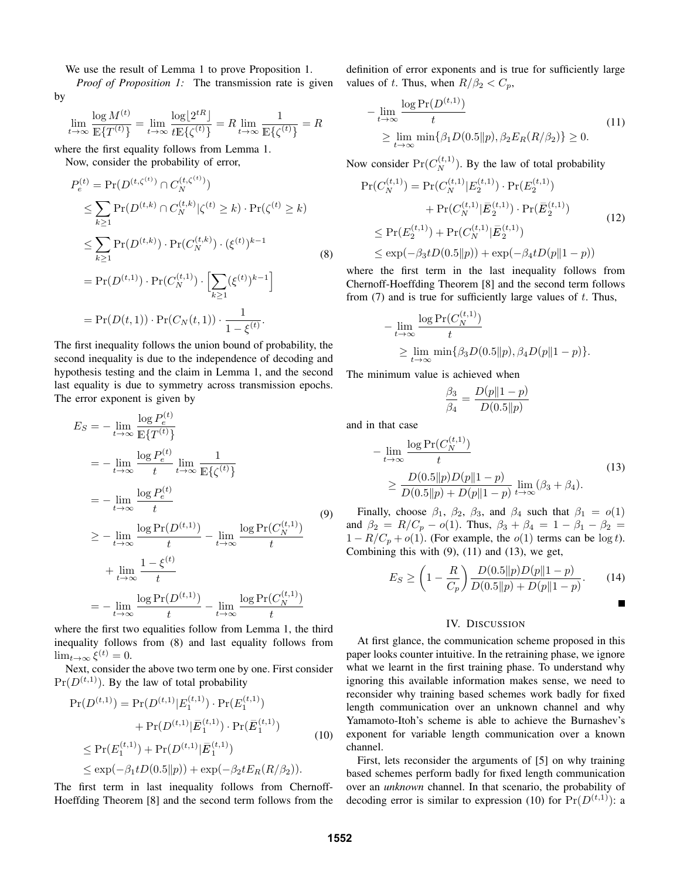We use the result of Lemma 1 to prove Proposition 1.

*Proof of Proposition 1:* The transmission rate is given by

$$\lim_{t\to\infty} \frac{\log M^{(t)}}{\mathbb{E}\{T^{(t)}\}} = \lim_{t\to\infty} \frac{\log\lfloor 2^{tR} \rfloor}{t\mathbb{E}\{\zeta^{(t)}\}} = R \lim_{t\to\infty} \frac{1}{\mathbb{E}\{\zeta^{(t)}\}} = R$$

where the first equality follows from Lemma 1.

Now, consider the probability of error,

$$\begin{aligned}
P_e^{(t)} &= \Pr(D^{(t,\zeta^{(t)})} \cap C_N^{(t,\zeta^{(t)})}) \\
&\le \sum_{k\ge 1} \Pr(D^{(t,k)} \cap C_N^{(t,k)} | \zeta^{(t)} \ge k) \cdot \Pr(\zeta^{(t)} \ge k) \\
&\le \sum_{k\ge 1} \Pr(D^{(t,k)}) \cdot \Pr(C_N^{(t,k)}) \cdot (\xi^{(t)})^{k-1} \\
&= \Pr(D^{(t,1)}) \cdot \Pr(C_N^{(t,1)}) \cdot \Big[ \sum_{k\ge 1} (\xi^{(t)})^{k-1} \Big] \\
&= \Pr(D(t,1)) \cdot \Pr(C_N(t,1)) \cdot \frac{1}{1-\xi^{(t)}}.
\end{aligned} \tag{8}$$

The first inequality follows the union bound of probability, the second inequality is due to the independence of decoding and hypothesis testing and the claim in Lemma 1, and the second last equality is due to symmetry across transmission epochs. The error exponent is given by

$$\begin{aligned}
E_S &= -\lim_{t\to\infty} \frac{\log P_e^{(t)}}{\mathbb{E}\{T^{(t)}\}} \\
&= -\lim_{t\to\infty} \frac{\log P_e^{(t)}}{t} \lim_{t\to\infty} \frac{1}{\mathbb{E}\{\zeta^{(t)}\}} \\
&= -\lim_{t\to\infty} \frac{\log P_e^{(t)}}{t} \\
&\ge -\lim_{t\to\infty} \frac{\log \Pr(D^{(t,1)})}{t} - \lim_{t\to\infty} \frac{\log \Pr(C_N^{(t,1)})}{t} \\
&\quad + \lim_{t\to\infty} \frac{1-\xi^{(t)}}{t} \\
&= -\lim_{t\to\infty} \frac{\log \Pr(D^{(t,1)})}{t} - \lim_{t\to\infty} \frac{\log \Pr(C_N^{(t,1)})}{t}
\end{aligned} \tag{9}$$

where the first two equalities follow from Lemma 1, the third inequality follows from (8) and last equality follows from $\lim_{t\to\infty} \xi^{(t)} = 0$.

Next, consider the above two term one by one. First consider $\Pr(D^{(t,1)})$. By the law of total probability

$$\begin{aligned}
\Pr(D^{(t,1)}) &= \Pr(D^{(t,1)} | E_1^{(t,1)}) \cdot \Pr(E_1^{(t,1)}) \\
&\quad + \Pr(D^{(t,1)} | \bar{E}_1^{(t,1)}) \cdot \Pr(\bar{E}_1^{(t,1)}) \\
&\le \Pr(E_1^{(t,1)}) + \Pr(D^{(t,1)} | \bar{E}_1^{(t,1)}) \\
&\le \exp(-\beta_1 t D(0.5\|p)) + \exp(-\beta_2 t E_R(R/\beta_2)).
\end{aligned} \tag{10}$$

The first term in last inequality follows from Chernoff-Hoeffding Theorem [8] and the second term follows from the definition of error exponents and is true for sufficiently large values of $t$. Thus, when $R/\beta_2 < C_p$,

$$\begin{aligned}
&-\lim_{t\to\infty} \frac{\log \Pr(D^{(t,1)})}{t} \\
&\quad \ge \lim_{t\to\infty} \min\{\beta_1 D(0.5\|p), \beta_2 E_R(R/\beta_2)\} \ge 0.
\end{aligned} \tag{11}$$

Now consider $\Pr(C_N^{(t,1)})$. By the law of total probability

$$\begin{aligned}
\Pr(C_N^{(t,1)}) &= \Pr(C_N^{(t,1)} | E_2^{(t,1)}) \cdot \Pr(E_2^{(t,1)}) \\
&\quad + \Pr(C_N^{(t,1)} | \bar{E}_2^{(t,1)}) \cdot \Pr(\bar{E}_2^{(t,1)}) \\
&\le \Pr(E_2^{(t,1)}) + \Pr(C_N^{(t,1)} | \bar{E}_2^{(t,1)}) \\
&\le \exp(-\beta_3 t D(0.5\|p)) + \exp(-\beta_4 t D(p\|1-p))
\end{aligned} \tag{12}$$

where the first term in the last inequality follows from Chernoff-Hoeffding Theorem [8] and the second term follows from (7) and is true for sufficiently large values of $t$. Thus,

$$\begin{aligned}
&-\lim_{t\to\infty} \frac{\log \Pr(C_N^{(t,1)})}{t} \\
&\quad \ge \lim_{t\to\infty} \min\{\beta_3 D(0.5\|p), \beta_4 D(p\|1-p)\}.
\end{aligned}$$

The minimum value is achieved when

$$\frac{\beta_3}{\beta_4} = \frac{D(p\|1-p)}{D(0.5\|p)}$$

and in that case

$$\begin{aligned}
&-\lim_{t\to\infty} \frac{\log \Pr(C_N^{(t,1)})}{t} \\
&\quad \ge \frac{D(0.5\|p) D(p\|1-p)}{D(0.5\|p) + D(p\|1-p)} \lim_{t\to\infty} (\beta_3 + \beta_4).
\end{aligned} \tag{13}$$

Finally, choose $\beta_1$, $\beta_2$, $\beta_3$, and $\beta_4$ such that $\beta_1 = o(1)$ and $\beta_2 = R/C_p - o(1)$. Thus, $\beta_3 + \beta_4 = 1 - \beta_1 - \beta_2 = 1 - R/C_p + o(1)$. (For example, the $o(1)$ terms can be $\log t$). Combining this with (9), (11) and (13), we get,

$$E_S \ge \left(1 - \frac{R}{C_p}\right) \frac{D(0.5\|p) D(p\|1-p)}{D(0.5\|p) + D(p\|1-p)}. \tag{14}$$

■

## IV. Discussion

At first glance, the communication scheme proposed in this paper looks counter intuitive. In the retraining phase, we ignore what we learnt in the first training phase. To understand why ignoring this available information makes sense, we need to reconsider why training based schemes work badly for fixed length communication over an unknown channel and why Yamamoto-Itoh's scheme is able to achieve the Burnashev's exponent for variable length communication over a known channel.

First, lets reconsider the arguments of [5] on why training based schemes perform badly for fixed length communication over an *unknown* channel. In that scenario, the probability of decoding error is similar to expression (10) for $\Pr(D^{(t,1)})$: a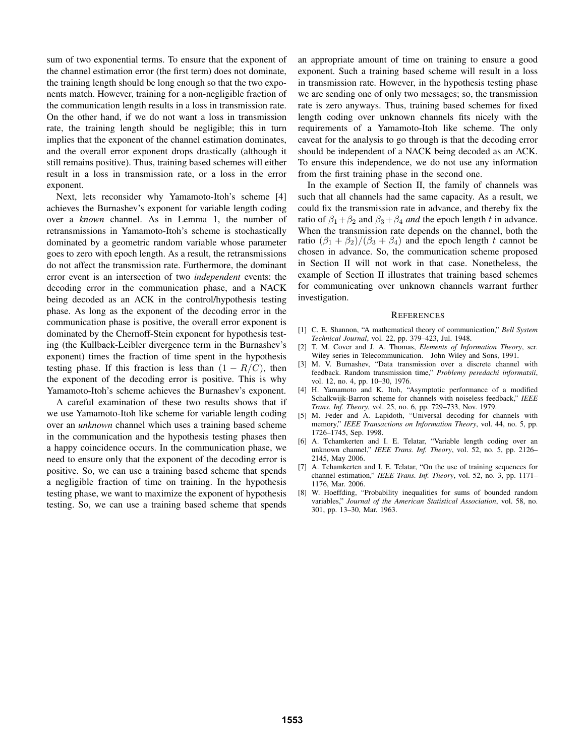sum of two exponential terms. To ensure that the exponent of the channel estimation error (the first term) does not dominate, the training length should be long enough so that the two exponents match. However, training for a non-negligible fraction of the communication length results in a loss in transmission rate. On the other hand, if we do not want a loss in transmission rate, the training length should be negligible; this in turn implies that the exponent of the channel estimation dominates, and the overall error exponent drops drastically (although it still remains positive). Thus, training based schemes will either result in a loss in transmission rate, or a loss in the error exponent.

Next, lets reconsider why Yamamoto-Itoh's scheme [4] achieves the Burnashev's exponent for variable length coding over a *known* channel. As in Lemma 1, the number of retransmissions in Yamamoto-Itoh's scheme is stochastically dominated by a geometric random variable whose parameter goes to zero with epoch length. As a result, the retransmissions do not affect the transmission rate. Furthermore, the dominant error event is an intersection of two *independent* events: the decoding error in the communication phase, and a NACK being decoded as an ACK in the control/hypothesis testing phase. As long as the exponent of the decoding error in the communication phase is positive, the overall error exponent is dominated by the Chernoff-Stein exponent for hypothesis testing (the Kullback-Leibler divergence term in the Burnashev's exponent) times the fraction of time spent in the hypothesis testing phase. If this fraction is less than $(1 - R/C)$, then the exponent of the decoding error is positive. This is why Yamamoto-Itoh's scheme achieves the Burnashev's exponent.

A careful examination of these two results shows that if we use Yamamoto-Itoh like scheme for variable length coding over an *unknown* channel which uses a training based scheme in the communication and the hypothesis testing phases then a happy coincidence occurs. In the communication phase, we need to ensure only that the exponent of the decoding error is positive. So, we can use a training based scheme that spends a negligible fraction of time on training. In the hypothesis testing phase, we want to maximize the exponent of hypothesis testing. So, we can use a training based scheme that spends an appropriate amount of time on training to ensure a good exponent. Such a training based scheme will result in a loss in transmission rate. However, in the hypothesis testing phase we are sending one of only two messages; so, the transmission rate is zero anyways. Thus, training based schemes for fixed length coding over unknown channels fits nicely with the requirements of a Yamamoto-Itoh like scheme. The only caveat for the analysis to go through is that the decoding error should be independent of a NACK being decoded as an ACK. To ensure this independence, we do not use any information from the first training phase in the second one.

In the example of Section II, the family of channels was such that all channels had the same capacity. As a result, we could fix the transmission rate in advance, and thereby fix the ratio of $\beta_1+\beta_2$ and $\beta_3+\beta_4$ *and* the epoch length $t$ in advance. When the transmission rate depends on the channel, both the ratio $(\beta_1 + \beta_2)/(\beta_3 + \beta_4)$ and the epoch length $t$ cannot be chosen in advance. So, the communication scheme proposed in Section II will not work in that case. Nonetheless, the example of Section II illustrates that training based schemes for communicating over unknown channels warrant further investigation.

## References

[1] C. E. Shannon, "A mathematical theory of communication," *Bell System Technical Journal*, vol. 22, pp. 379–423, Jul. 1948.

[2] T. M. Cover and J. A. Thomas, *Elements of Information Theory*, ser. Wiley series in Telecommunication. John Wiley and Sons, 1991.

[3] M. V. Burnashev, "Data transmission over a discrete channel with feedback. Random transmission time," *Problemy peredachi informatsii*, vol. 12, no. 4, pp. 10–30, 1976.

[4] H. Yamamoto and K. Itoh, "Asymptotic performance of a modified Schalkwijk-Barron scheme for channels with noiseless feedback," *IEEE Trans. Inf. Theory*, vol. 25, no. 6, pp. 729–733, Nov. 1979.

[5] M. Feder and A. Lapidoth, "Universal decoding for channels with memory," *IEEE Transactions on Information Theory*, vol. 44, no. 5, pp. 1726–1745, Sep. 1998.

[6] A. Tchamkerten and I. E. Telatar, "Variable length coding over an unknown channel," *IEEE Trans. Inf. Theory*, vol. 52, no. 5, pp. 2126–2145, May 2006.

[7] A. Tchamkerten and I. E. Telatar, "On the use of training sequences for channel estimation," *IEEE Trans. Inf. Theory*, vol. 52, no. 3, pp. 1171–1176, Mar. 2006.

[8] W. Hoeffding, "Probability inequalities for sums of bounded random variables," *Journal of the American Statistical Association*, vol. 58, no. 301, pp. 13–30, Mar. 1963.